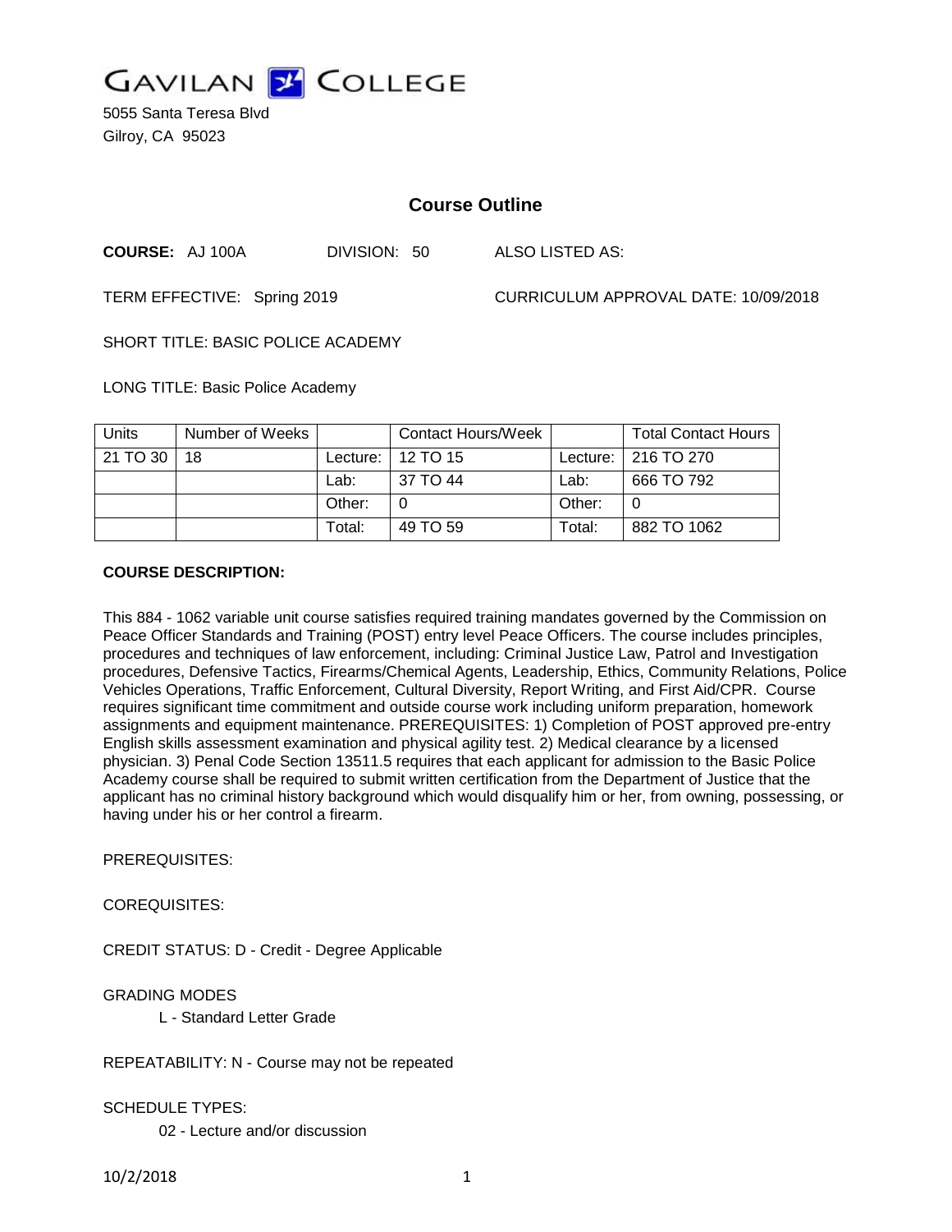# GAVILAN COLLEGE

5055 Santa Teresa Blvd
Gilroy, CA 95023

## Course Outline

**COURSE:** AJ 100A DIVISION: 50 ALSO LISTED AS:

TERM EFFECTIVE: Spring 2019 CURRICULUM APPROVAL DATE: 10/09/2018

SHORT TITLE: BASIC POLICE ACADEMY

LONG TITLE: Basic Police Academy

| Units | Number of Weeks | | Contact Hours/Week | | Total Contact Hours |
|---|---|---|---|---|---|
| 21 TO 30 | 18 | Lecture: | 12 TO 15 | Lecture: | 216 TO 270 |
| | | Lab: | 37 TO 44 | Lab: | 666 TO 792 |
| | | Other: | 0 | Other: | 0 |
| | | Total: | 49 TO 59 | Total: | 882 TO 1062 |

**COURSE DESCRIPTION:**

This 884 - 1062 variable unit course satisfies required training mandates governed by the Commission on Peace Officer Standards and Training (POST) entry level Peace Officers. The course includes principles, procedures and techniques of law enforcement, including: Criminal Justice Law, Patrol and Investigation procedures, Defensive Tactics, Firearms/Chemical Agents, Leadership, Ethics, Community Relations, Police Vehicles Operations, Traffic Enforcement, Cultural Diversity, Report Writing, and First Aid/CPR. Course requires significant time commitment and outside course work including uniform preparation, homework assignments and equipment maintenance. PREREQUISITES: 1) Completion of POST approved pre-entry English skills assessment examination and physical agility test. 2) Medical clearance by a licensed physician. 3) Penal Code Section 13511.5 requires that each applicant for admission to the Basic Police Academy course shall be required to submit written certification from the Department of Justice that the applicant has no criminal history background which would disqualify him or her, from owning, possessing, or having under his or her control a firearm.

PREREQUISITES:

COREQUISITES:

CREDIT STATUS: D - Credit - Degree Applicable

GRADING MODES

L - Standard Letter Grade

REPEATABILITY: N - Course may not be repeated

SCHEDULE TYPES:

02 - Lecture and/or discussion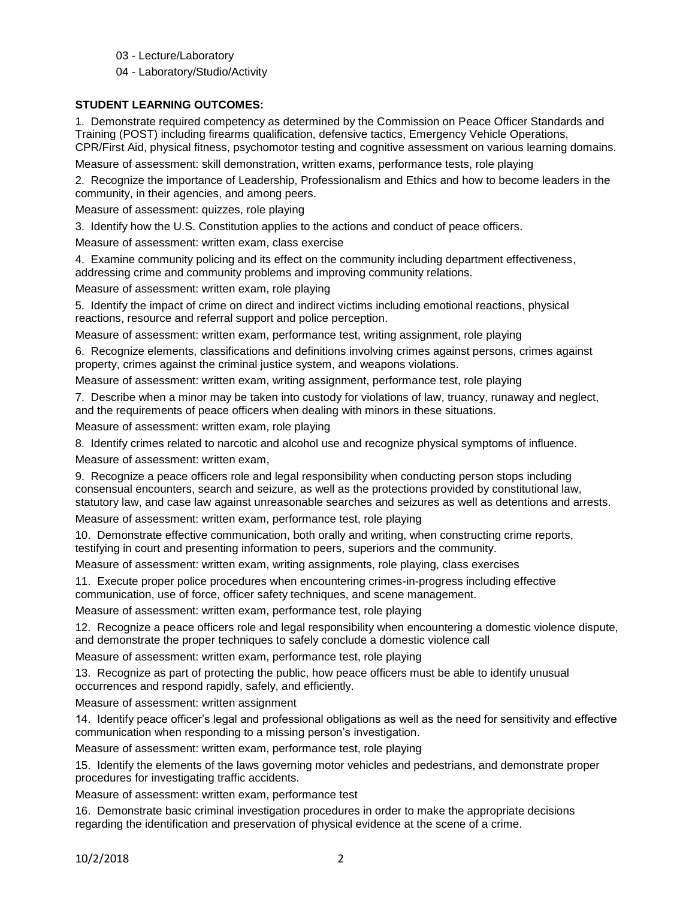03 - Lecture/Laboratory

04 - Laboratory/Studio/Activity

**STUDENT LEARNING OUTCOMES:**

1. Demonstrate required competency as determined by the Commission on Peace Officer Standards and Training (POST) including firearms qualification, defensive tactics, Emergency Vehicle Operations, CPR/First Aid, physical fitness, psychomotor testing and cognitive assessment on various learning domains.

Measure of assessment: skill demonstration, written exams, performance tests, role playing

2. Recognize the importance of Leadership, Professionalism and Ethics and how to become leaders in the community, in their agencies, and among peers.

Measure of assessment: quizzes, role playing

3. Identify how the U.S. Constitution applies to the actions and conduct of peace officers.

Measure of assessment: written exam, class exercise

4. Examine community policing and its effect on the community including department effectiveness, addressing crime and community problems and improving community relations.

Measure of assessment: written exam, role playing

5. Identify the impact of crime on direct and indirect victims including emotional reactions, physical reactions, resource and referral support and police perception.

Measure of assessment: written exam, performance test, writing assignment, role playing

6. Recognize elements, classifications and definitions involving crimes against persons, crimes against property, crimes against the criminal justice system, and weapons violations.

Measure of assessment: written exam, writing assignment, performance test, role playing

7. Describe when a minor may be taken into custody for violations of law, truancy, runaway and neglect, and the requirements of peace officers when dealing with minors in these situations.

Measure of assessment: written exam, role playing

8. Identify crimes related to narcotic and alcohol use and recognize physical symptoms of influence.

Measure of assessment: written exam,

9. Recognize a peace officers role and legal responsibility when conducting person stops including consensual encounters, search and seizure, as well as the protections provided by constitutional law, statutory law, and case law against unreasonable searches and seizures as well as detentions and arrests.

Measure of assessment: written exam, performance test, role playing

10. Demonstrate effective communication, both orally and writing, when constructing crime reports, testifying in court and presenting information to peers, superiors and the community.

Measure of assessment: written exam, writing assignments, role playing, class exercises

11. Execute proper police procedures when encountering crimes-in-progress including effective communication, use of force, officer safety techniques, and scene management.

Measure of assessment: written exam, performance test, role playing

12. Recognize a peace officers role and legal responsibility when encountering a domestic violence dispute, and demonstrate the proper techniques to safely conclude a domestic violence call

Measure of assessment: written exam, performance test, role playing

13. Recognize as part of protecting the public, how peace officers must be able to identify unusual occurrences and respond rapidly, safely, and efficiently.

Measure of assessment: written assignment

14. Identify peace officer's legal and professional obligations as well as the need for sensitivity and effective communication when responding to a missing person's investigation.

Measure of assessment: written exam, performance test, role playing

15. Identify the elements of the laws governing motor vehicles and pedestrians, and demonstrate proper procedures for investigating traffic accidents.

Measure of assessment: written exam, performance test

16. Demonstrate basic criminal investigation procedures in order to make the appropriate decisions regarding the identification and preservation of physical evidence at the scene of a crime.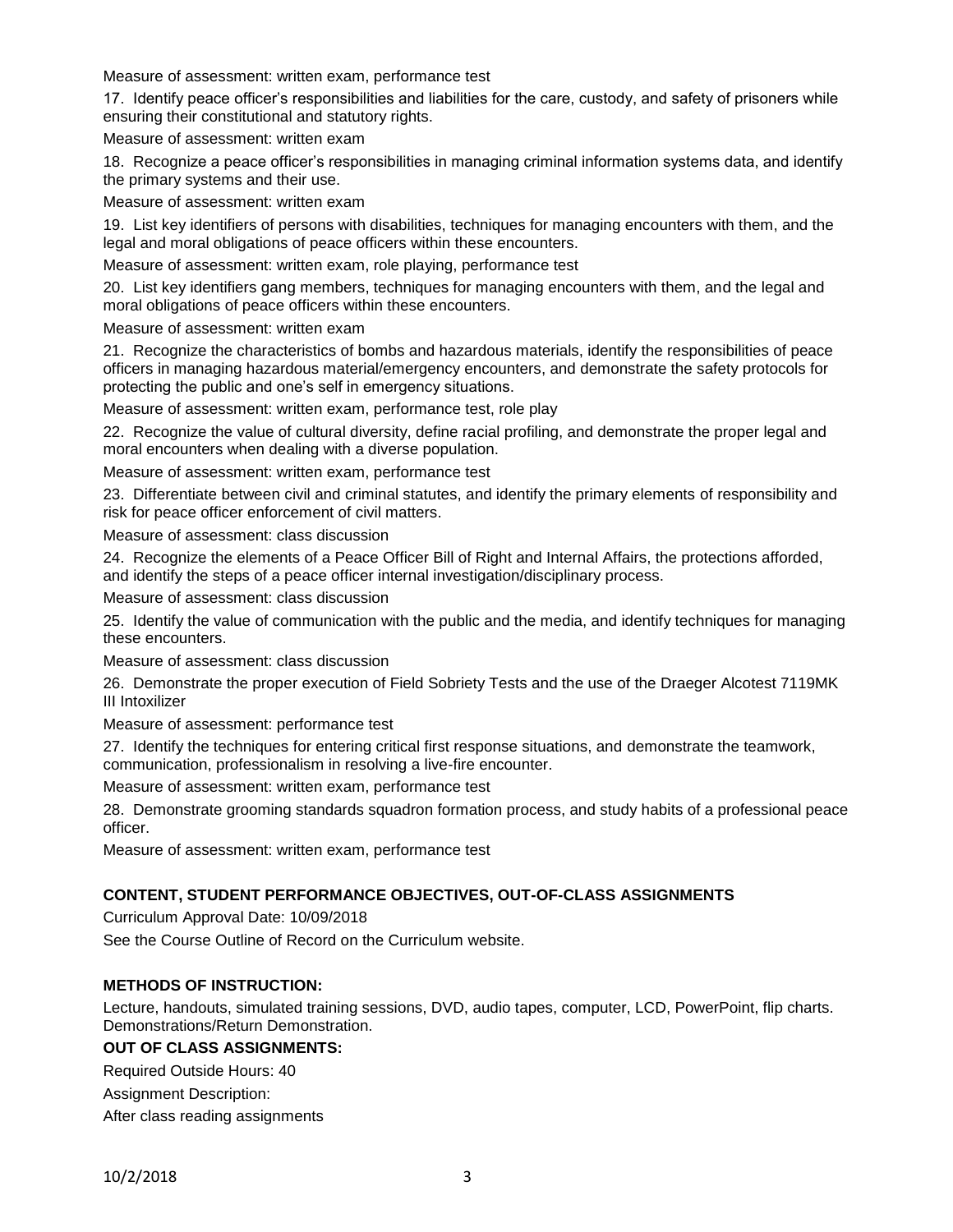Measure of assessment: written exam, performance test

17. Identify peace officer's responsibilities and liabilities for the care, custody, and safety of prisoners while ensuring their constitutional and statutory rights.

Measure of assessment: written exam

18. Recognize a peace officer's responsibilities in managing criminal information systems data, and identify the primary systems and their use.

Measure of assessment: written exam

19. List key identifiers of persons with disabilities, techniques for managing encounters with them, and the legal and moral obligations of peace officers within these encounters.

Measure of assessment: written exam, role playing, performance test

20. List key identifiers gang members, techniques for managing encounters with them, and the legal and moral obligations of peace officers within these encounters.

Measure of assessment: written exam

21. Recognize the characteristics of bombs and hazardous materials, identify the responsibilities of peace officers in managing hazardous material/emergency encounters, and demonstrate the safety protocols for protecting the public and one's self in emergency situations.

Measure of assessment: written exam, performance test, role play

22. Recognize the value of cultural diversity, define racial profiling, and demonstrate the proper legal and moral encounters when dealing with a diverse population.

Measure of assessment: written exam, performance test

23. Differentiate between civil and criminal statutes, and identify the primary elements of responsibility and risk for peace officer enforcement of civil matters.

Measure of assessment: class discussion

24. Recognize the elements of a Peace Officer Bill of Right and Internal Affairs, the protections afforded, and identify the steps of a peace officer internal investigation/disciplinary process.

Measure of assessment: class discussion

25. Identify the value of communication with the public and the media, and identify techniques for managing these encounters.

Measure of assessment: class discussion

26. Demonstrate the proper execution of Field Sobriety Tests and the use of the Draeger Alcotest 7119MK III Intoxilizer

Measure of assessment: performance test

27. Identify the techniques for entering critical first response situations, and demonstrate the teamwork, communication, professionalism in resolving a live-fire encounter.

Measure of assessment: written exam, performance test

28. Demonstrate grooming standards squadron formation process, and study habits of a professional peace officer.

Measure of assessment: written exam, performance test

**CONTENT, STUDENT PERFORMANCE OBJECTIVES, OUT-OF-CLASS ASSIGNMENTS**

Curriculum Approval Date: 10/09/2018

See the Course Outline of Record on the Curriculum website.

**METHODS OF INSTRUCTION:**

Lecture, handouts, simulated training sessions, DVD, audio tapes, computer, LCD, PowerPoint, flip charts. Demonstrations/Return Demonstration.

**OUT OF CLASS ASSIGNMENTS:**

Required Outside Hours: 40

Assignment Description:

After class reading assignments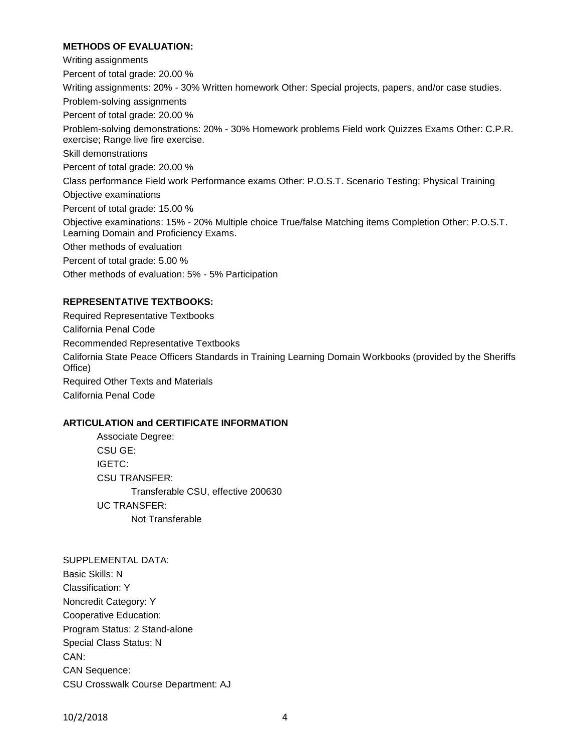**METHODS OF EVALUATION:**

Writing assignments

Percent of total grade: 20.00 %

Writing assignments: 20% - 30% Written homework Other: Special projects, papers, and/or case studies.

Problem-solving assignments

Percent of total grade: 20.00 %

Problem-solving demonstrations: 20% - 30% Homework problems Field work Quizzes Exams Other: C.P.R. exercise; Range live fire exercise.

Skill demonstrations

Percent of total grade: 20.00 %

Class performance Field work Performance exams Other: P.O.S.T. Scenario Testing; Physical Training

Objective examinations

Percent of total grade: 15.00 %

Objective examinations: 15% - 20% Multiple choice True/false Matching items Completion Other: P.O.S.T. Learning Domain and Proficiency Exams.

Other methods of evaluation

Percent of total grade: 5.00 %

Other methods of evaluation: 5% - 5% Participation

**REPRESENTATIVE TEXTBOOKS:**

Required Representative Textbooks

California Penal Code

Recommended Representative Textbooks

California State Peace Officers Standards in Training Learning Domain Workbooks (provided by the Sheriffs Office)

Required Other Texts and Materials

California Penal Code

**ARTICULATION and CERTIFICATE INFORMATION**

Associate Degree:

CSU GE:

IGETC:

CSU TRANSFER:

Transferable CSU, effective 200630

UC TRANSFER:

Not Transferable

SUPPLEMENTAL DATA:

Basic Skills: N

Classification: Y

Noncredit Category: Y

Cooperative Education:

Program Status: 2 Stand-alone

Special Class Status: N

CAN:

CAN Sequence:

CSU Crosswalk Course Department: AJ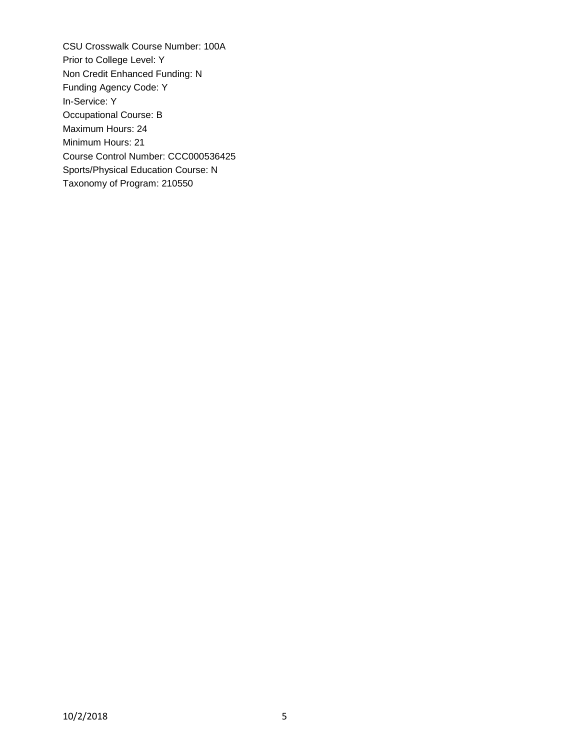CSU Crosswalk Course Number: 100A
Prior to College Level: Y
Non Credit Enhanced Funding: N
Funding Agency Code: Y
In-Service: Y
Occupational Course: B
Maximum Hours: 24
Minimum Hours: 21
Course Control Number: CCC000536425
Sports/Physical Education Course: N
Taxonomy of Program: 210550